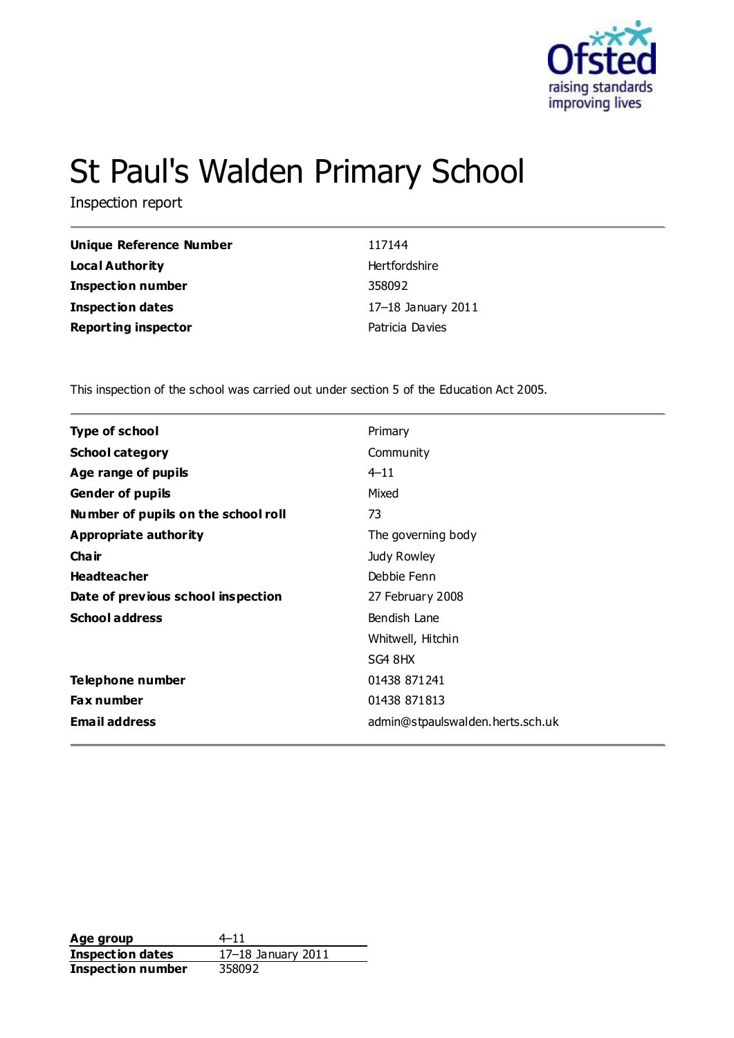Ofsted raising standards improving lives

# St Paul's Walden Primary School

Inspection report

| | |
|---|---|
| **Unique Reference Number** | 117144 |
| **Local Authority** | Hertfordshire |
| **Inspection number** | 358092 |
| **Inspection dates** | 17–18 January 2011 |
| **Reporting inspector** | Patricia Davies |

This inspection of the school was carried out under section 5 of the Education Act 2005.

| | |
|---|---|
| **Type of school** | Primary |
| **School category** | Community |
| **Age range of pupils** | 4–11 |
| **Gender of pupils** | Mixed |
| **Number of pupils on the school roll** | 73 |
| **Appropriate authority** | The governing body |
| **Chair** | Judy Rowley |
| **Headteacher** | Debbie Fenn |
| **Date of previous school inspection** | 27 February 2008 |
| **School address** | Bendish Lane |
| | Whitwell, Hitchin |
| | SG4 8HX |
| **Telephone number** | 01438 871241 |
| **Fax number** | 01438 871813 |
| **Email address** | admin@stpaulswalden.herts.sch.uk |

| | |
|---|---|
| **Age group** | 4–11 |
| **Inspection dates** | 17–18 January 2011 |
| **Inspection number** | 358092 |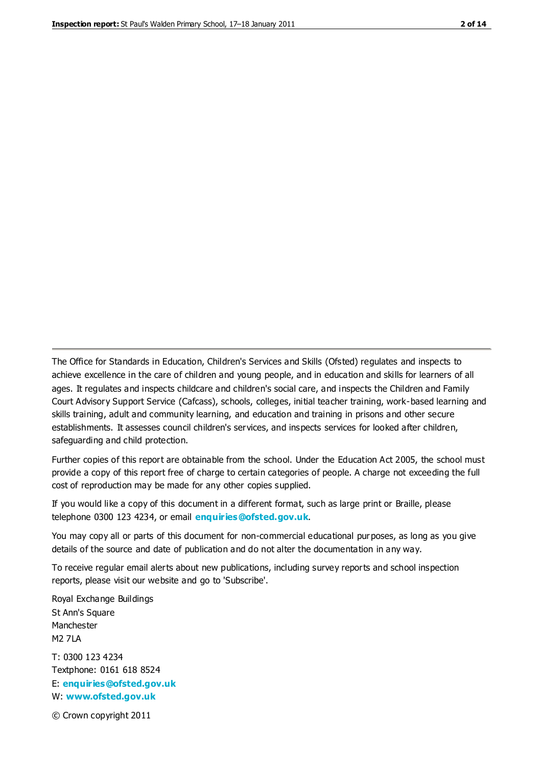The Office for Standards in Education, Children's Services and Skills (Ofsted) regulates and inspects to achieve excellence in the care of children and young people, and in education and skills for learners of all ages. It regulates and inspects childcare and children's social care, and inspects the Children and Family Court Advisory Support Service (Cafcass), schools, colleges, initial teacher training, work-based learning and skills training, adult and community learning, and education and training in prisons and other secure establishments. It assesses council children's services, and inspects services for looked after children, safeguarding and child protection.

Further copies of this report are obtainable from the school. Under the Education Act 2005, the school must provide a copy of this report free of charge to certain categories of people. A charge not exceeding the full cost of reproduction may be made for any other copies supplied.

If you would like a copy of this document in a different format, such as large print or Braille, please telephone 0300 123 4234, or email **enquiries@ofsted.gov.uk**.

You may copy all or parts of this document for non-commercial educational purposes, as long as you give details of the source and date of publication and do not alter the documentation in any way.

To receive regular email alerts about new publications, including survey reports and school inspection reports, please visit our website and go to 'Subscribe'.

Royal Exchange Buildings
St Ann's Square
Manchester
M2 7LA

T: 0300 123 4234
Textphone: 0161 618 8524
E: **enquiries@ofsted.gov.uk**
W: **www.ofsted.gov.uk**

© Crown copyright 2011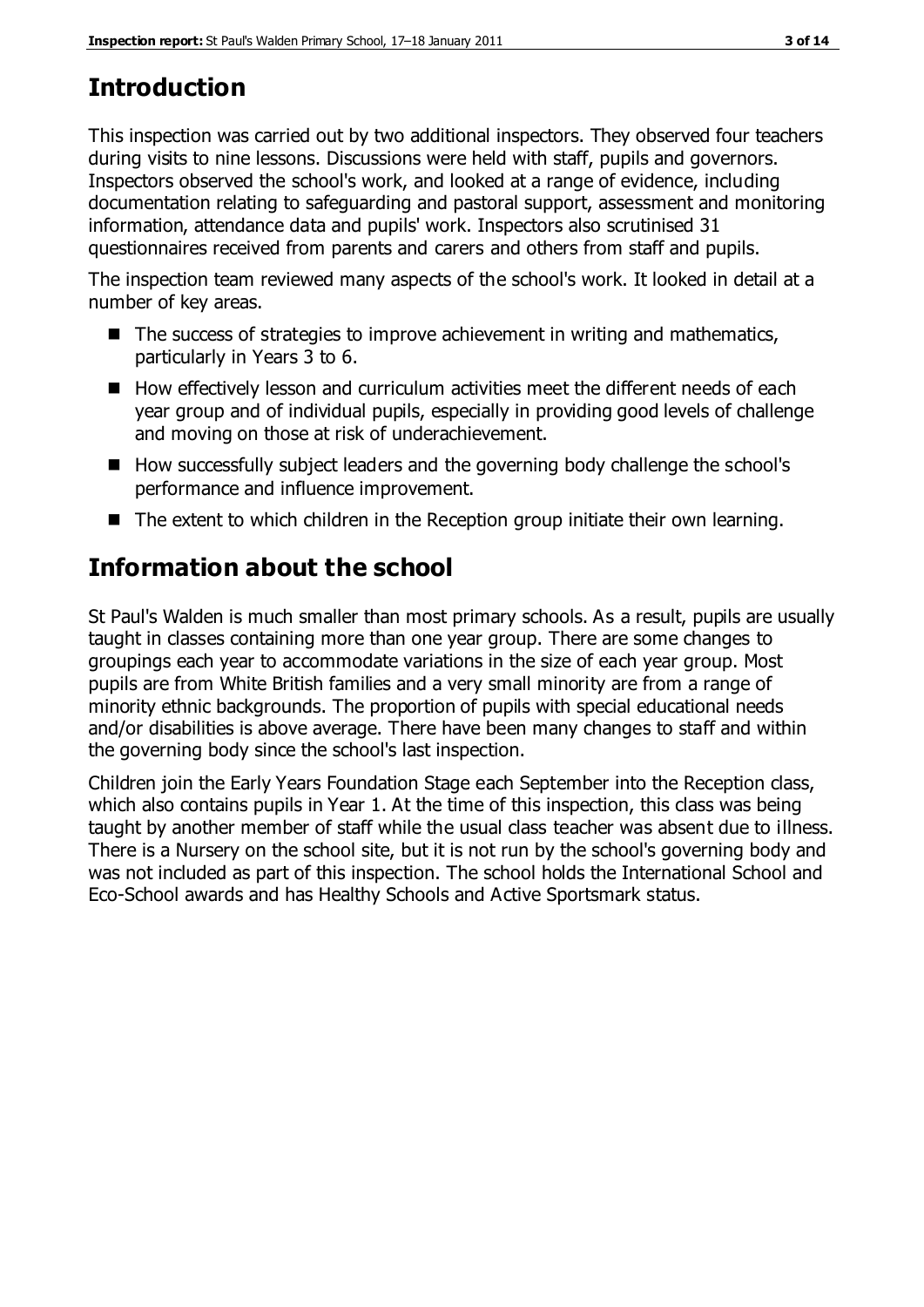# Introduction

This inspection was carried out by two additional inspectors. They observed four teachers during visits to nine lessons. Discussions were held with staff, pupils and governors. Inspectors observed the school's work, and looked at a range of evidence, including documentation relating to safeguarding and pastoral support, assessment and monitoring information, attendance data and pupils' work. Inspectors also scrutinised 31 questionnaires received from parents and carers and others from staff and pupils.

The inspection team reviewed many aspects of the school's work. It looked in detail at a number of key areas.

- The success of strategies to improve achievement in writing and mathematics, particularly in Years 3 to 6.
- How effectively lesson and curriculum activities meet the different needs of each year group and of individual pupils, especially in providing good levels of challenge and moving on those at risk of underachievement.
- How successfully subject leaders and the governing body challenge the school's performance and influence improvement.
- The extent to which children in the Reception group initiate their own learning.

# Information about the school

St Paul's Walden is much smaller than most primary schools. As a result, pupils are usually taught in classes containing more than one year group. There are some changes to groupings each year to accommodate variations in the size of each year group. Most pupils are from White British families and a very small minority are from a range of minority ethnic backgrounds. The proportion of pupils with special educational needs and/or disabilities is above average. There have been many changes to staff and within the governing body since the school's last inspection.

Children join the Early Years Foundation Stage each September into the Reception class, which also contains pupils in Year 1. At the time of this inspection, this class was being taught by another member of staff while the usual class teacher was absent due to illness. There is a Nursery on the school site, but it is not run by the school's governing body and was not included as part of this inspection. The school holds the International School and Eco-School awards and has Healthy Schools and Active Sportsmark status.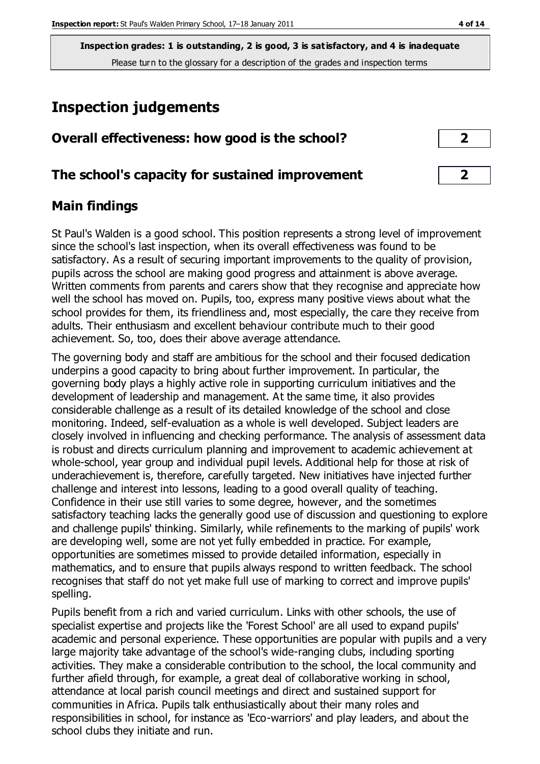**Inspection grades: 1 is outstanding, 2 is good, 3 is satisfactory, and 4 is inadequate**
Please turn to the glossary for a description of the grades and inspection terms

# Inspection judgements

## Overall effectiveness: how good is the school? **2**

## The school's capacity for sustained improvement **2**

## Main findings

St Paul's Walden is a good school. This position represents a strong level of improvement since the school's last inspection, when its overall effectiveness was found to be satisfactory. As a result of securing important improvements to the quality of provision, pupils across the school are making good progress and attainment is above average. Written comments from parents and carers show that they recognise and appreciate how well the school has moved on. Pupils, too, express many positive views about what the school provides for them, its friendliness and, most especially, the care they receive from adults. Their enthusiasm and excellent behaviour contribute much to their good achievement. So, too, does their above average attendance.

The governing body and staff are ambitious for the school and their focused dedication underpins a good capacity to bring about further improvement. In particular, the governing body plays a highly active role in supporting curriculum initiatives and the development of leadership and management. At the same time, it also provides considerable challenge as a result of its detailed knowledge of the school and close monitoring. Indeed, self-evaluation as a whole is well developed. Subject leaders are closely involved in influencing and checking performance. The analysis of assessment data is robust and directs curriculum planning and improvement to academic achievement at whole-school, year group and individual pupil levels. Additional help for those at risk of underachievement is, therefore, carefully targeted. New initiatives have injected further challenge and interest into lessons, leading to a good overall quality of teaching. Confidence in their use still varies to some degree, however, and the sometimes satisfactory teaching lacks the generally good use of discussion and questioning to explore and challenge pupils' thinking. Similarly, while refinements to the marking of pupils' work are developing well, some are not yet fully embedded in practice. For example, opportunities are sometimes missed to provide detailed information, especially in mathematics, and to ensure that pupils always respond to written feedback. The school recognises that staff do not yet make full use of marking to correct and improve pupils' spelling.

Pupils benefit from a rich and varied curriculum. Links with other schools, the use of specialist expertise and projects like the 'Forest School' are all used to expand pupils' academic and personal experience. These opportunities are popular with pupils and a very large majority take advantage of the school's wide-ranging clubs, including sporting activities. They make a considerable contribution to the school, the local community and further afield through, for example, a great deal of collaborative working in school, attendance at local parish council meetings and direct and sustained support for communities in Africa. Pupils talk enthusiastically about their many roles and responsibilities in school, for instance as 'Eco-warriors' and play leaders, and about the school clubs they initiate and run.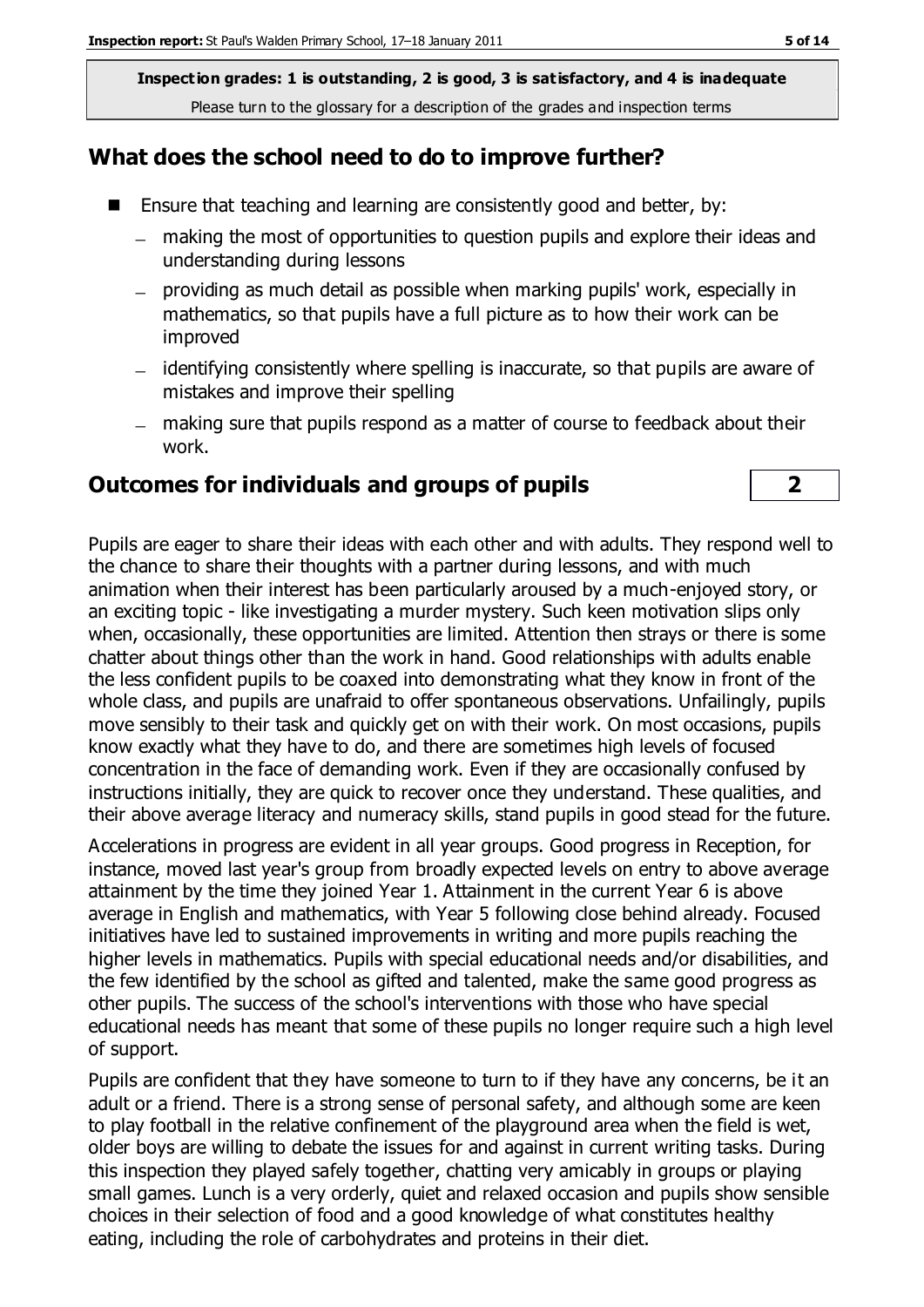**Inspection grades: 1 is outstanding, 2 is good, 3 is satisfactory, and 4 is inadequate**
Please turn to the glossary for a description of the grades and inspection terms

## What does the school need to do to improve further?

- Ensure that teaching and learning are consistently good and better, by:
  - making the most of opportunities to question pupils and explore their ideas and understanding during lessons
  - providing as much detail as possible when marking pupils' work, especially in mathematics, so that pupils have a full picture as to how their work can be improved
  - identifying consistently where spelling is inaccurate, so that pupils are aware of mistakes and improve their spelling
  - making sure that pupils respond as a matter of course to feedback about their work.

## Outcomes for individuals and groups of pupils — 2

Pupils are eager to share their ideas with each other and with adults. They respond well to the chance to share their thoughts with a partner during lessons, and with much animation when their interest has been particularly aroused by a much-enjoyed story, or an exciting topic - like investigating a murder mystery. Such keen motivation slips only when, occasionally, these opportunities are limited. Attention then strays or there is some chatter about things other than the work in hand. Good relationships with adults enable the less confident pupils to be coaxed into demonstrating what they know in front of the whole class, and pupils are unafraid to offer spontaneous observations. Unfailingly, pupils move sensibly to their task and quickly get on with their work. On most occasions, pupils know exactly what they have to do, and there are sometimes high levels of focused concentration in the face of demanding work. Even if they are occasionally confused by instructions initially, they are quick to recover once they understand. These qualities, and their above average literacy and numeracy skills, stand pupils in good stead for the future.

Accelerations in progress are evident in all year groups. Good progress in Reception, for instance, moved last year's group from broadly expected levels on entry to above average attainment by the time they joined Year 1. Attainment in the current Year 6 is above average in English and mathematics, with Year 5 following close behind already. Focused initiatives have led to sustained improvements in writing and more pupils reaching the higher levels in mathematics. Pupils with special educational needs and/or disabilities, and the few identified by the school as gifted and talented, make the same good progress as other pupils. The success of the school's interventions with those who have special educational needs has meant that some of these pupils no longer require such a high level of support.

Pupils are confident that they have someone to turn to if they have any concerns, be it an adult or a friend. There is a strong sense of personal safety, and although some are keen to play football in the relative confinement of the playground area when the field is wet, older boys are willing to debate the issues for and against in current writing tasks. During this inspection they played safely together, chatting very amicably in groups or playing small games. Lunch is a very orderly, quiet and relaxed occasion and pupils show sensible choices in their selection of food and a good knowledge of what constitutes healthy eating, including the role of carbohydrates and proteins in their diet.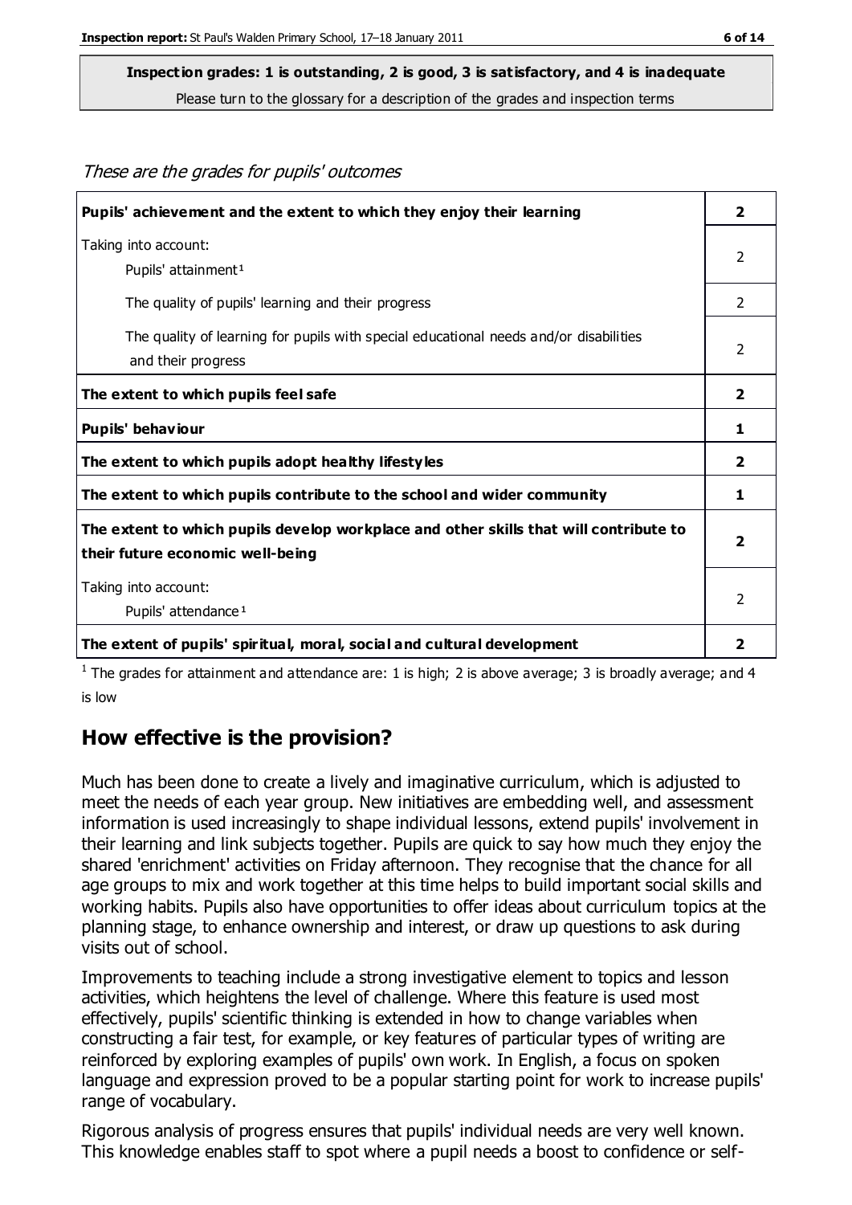**Inspection grades: 1 is outstanding, 2 is good, 3 is satisfactory, and 4 is inadequate**
Please turn to the glossary for a description of the grades and inspection terms

*These are the grades for pupils' outcomes*

| | |
|---|---|
| **Pupils' achievement and the extent to which they enjoy their learning** | **2** |
| Taking into account: Pupils' attainment[1] | 2 |
| The quality of pupils' learning and their progress | 2 |
| The quality of learning for pupils with special educational needs and/or disabilities and their progress | 2 |
| **The extent to which pupils feel safe** | **2** |
| **Pupils' behaviour** | **1** |
| **The extent to which pupils adopt healthy lifestyles** | **2** |
| **The extent to which pupils contribute to the school and wider community** | **1** |
| **The extent to which pupils develop workplace and other skills that will contribute to their future economic well-being** | **2** |
| Taking into account: Pupils' attendance[1] | 2 |
| **The extent of pupils' spiritual, moral, social and cultural development** | **2** |

[1] The grades for attainment and attendance are: 1 is high; 2 is above average; 3 is broadly average; and 4 is low

## How effective is the provision?

Much has been done to create a lively and imaginative curriculum, which is adjusted to meet the needs of each year group. New initiatives are embedding well, and assessment information is used increasingly to shape individual lessons, extend pupils' involvement in their learning and link subjects together. Pupils are quick to say how much they enjoy the shared 'enrichment' activities on Friday afternoon. They recognise that the chance for all age groups to mix and work together at this time helps to build important social skills and working habits. Pupils also have opportunities to offer ideas about curriculum topics at the planning stage, to enhance ownership and interest, or draw up questions to ask during visits out of school.

Improvements to teaching include a strong investigative element to topics and lesson activities, which heightens the level of challenge. Where this feature is used most effectively, pupils' scientific thinking is extended in how to change variables when constructing a fair test, for example, or key features of particular types of writing are reinforced by exploring examples of pupils' own work. In English, a focus on spoken language and expression proved to be a popular starting point for work to increase pupils' range of vocabulary.

Rigorous analysis of progress ensures that pupils' individual needs are very well known. This knowledge enables staff to spot where a pupil needs a boost to confidence or self-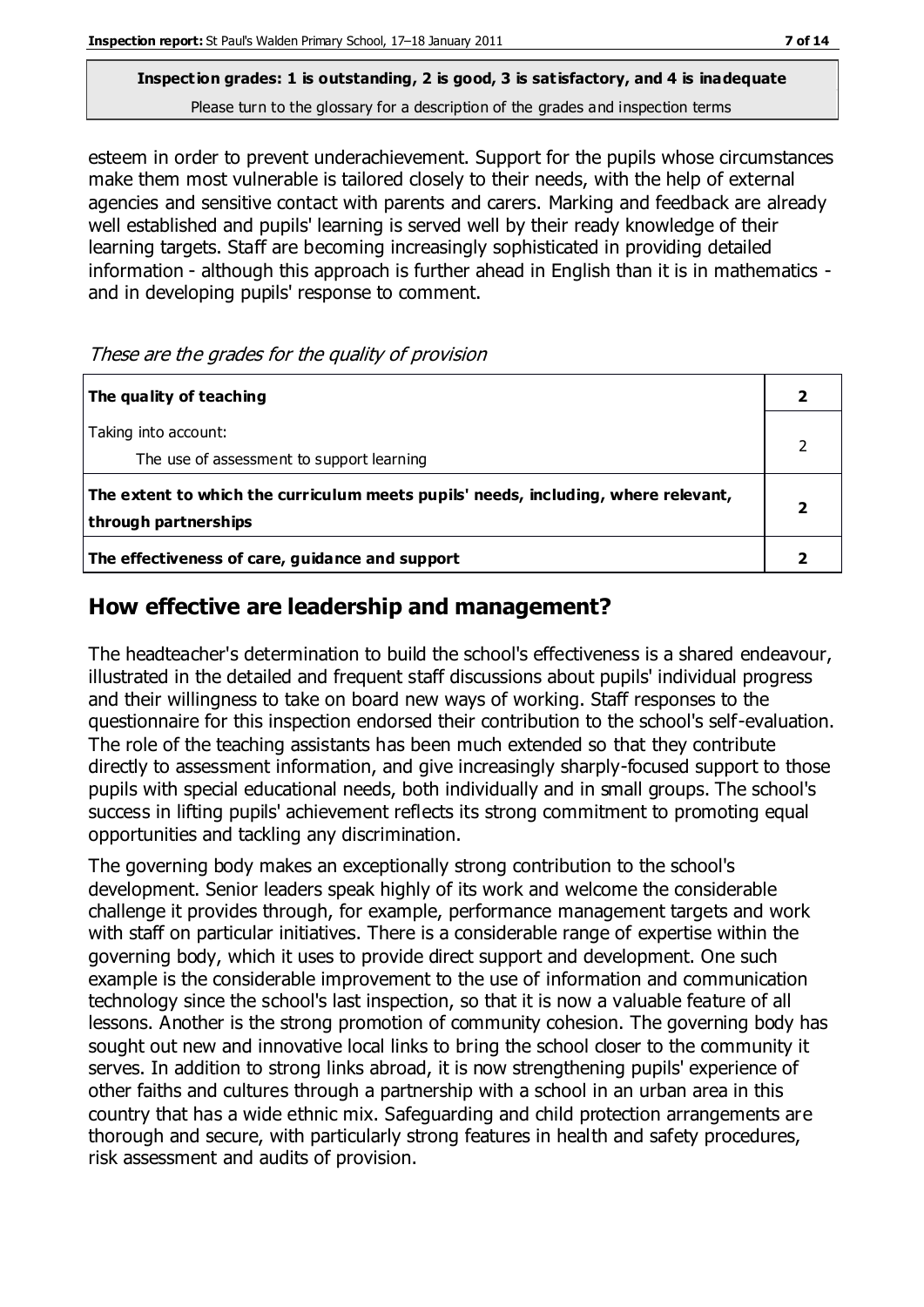**Inspection grades: 1 is outstanding, 2 is good, 3 is satisfactory, and 4 is inadequate**
Please turn to the glossary for a description of the grades and inspection terms

esteem in order to prevent underachievement. Support for the pupils whose circumstances make them most vulnerable is tailored closely to their needs, with the help of external agencies and sensitive contact with parents and carers. Marking and feedback are already well established and pupils' learning is served well by their ready knowledge of their learning targets. Staff are becoming increasingly sophisticated in providing detailed information - although this approach is further ahead in English than it is in mathematics - and in developing pupils' response to comment.

*These are the grades for the quality of provision*

| | |
|---|---|
| **The quality of teaching** | **2** |
| Taking into account:<br>The use of assessment to support learning | 2 |
| **The extent to which the curriculum meets pupils' needs, including, where relevant, through partnerships** | **2** |
| **The effectiveness of care, guidance and support** | **2** |

## How effective are leadership and management?

The headteacher's determination to build the school's effectiveness is a shared endeavour, illustrated in the detailed and frequent staff discussions about pupils' individual progress and their willingness to take on board new ways of working. Staff responses to the questionnaire for this inspection endorsed their contribution to the school's self-evaluation. The role of the teaching assistants has been much extended so that they contribute directly to assessment information, and give increasingly sharply-focused support to those pupils with special educational needs, both individually and in small groups. The school's success in lifting pupils' achievement reflects its strong commitment to promoting equal opportunities and tackling any discrimination.

The governing body makes an exceptionally strong contribution to the school's development. Senior leaders speak highly of its work and welcome the considerable challenge it provides through, for example, performance management targets and work with staff on particular initiatives. There is a considerable range of expertise within the governing body, which it uses to provide direct support and development. One such example is the considerable improvement to the use of information and communication technology since the school's last inspection, so that it is now a valuable feature of all lessons. Another is the strong promotion of community cohesion. The governing body has sought out new and innovative local links to bring the school closer to the community it serves. In addition to strong links abroad, it is now strengthening pupils' experience of other faiths and cultures through a partnership with a school in an urban area in this country that has a wide ethnic mix. Safeguarding and child protection arrangements are thorough and secure, with particularly strong features in health and safety procedures, risk assessment and audits of provision.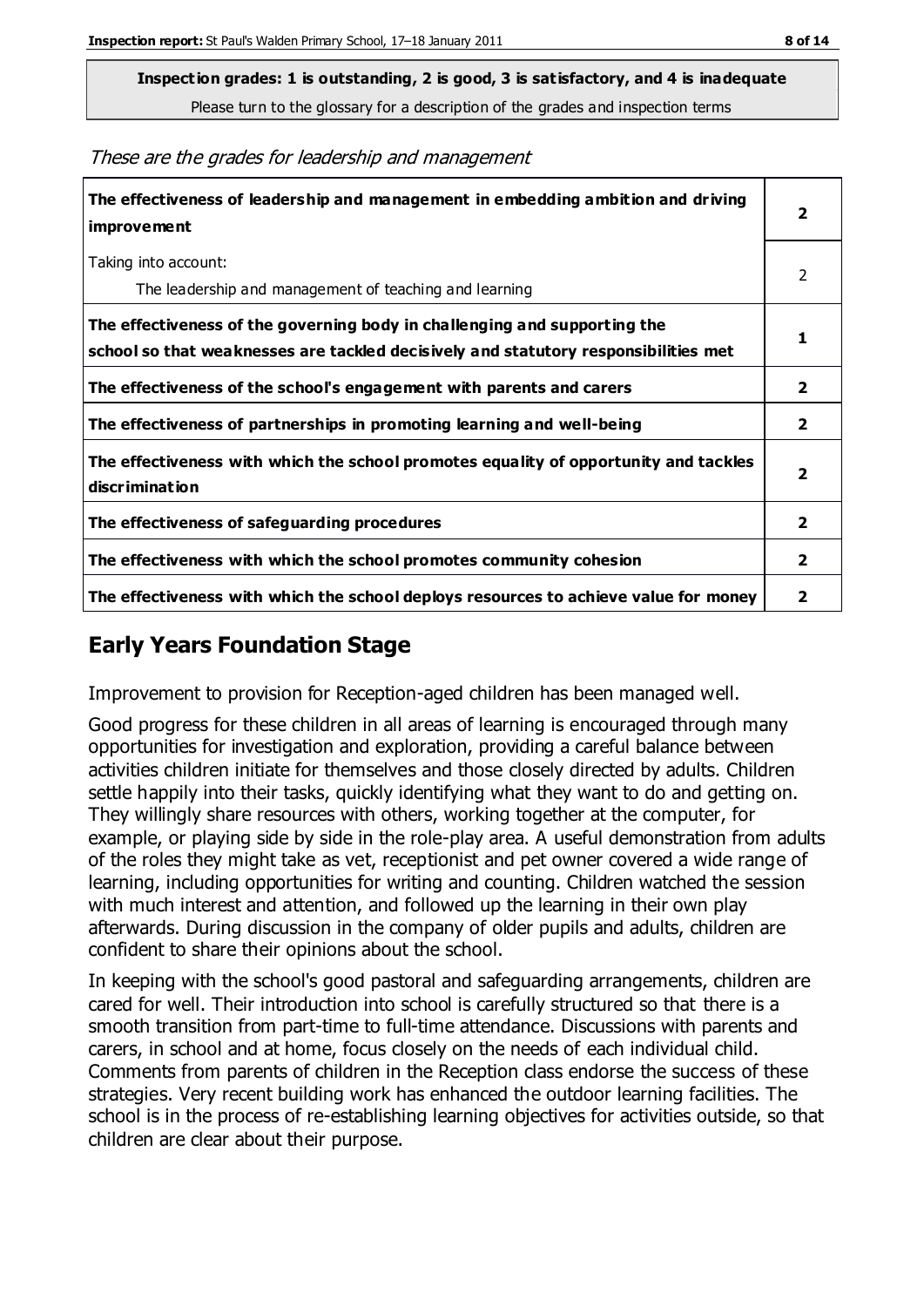**Inspection grades: 1 is outstanding, 2 is good, 3 is satisfactory, and 4 is inadequate**

Please turn to the glossary for a description of the grades and inspection terms

*These are the grades for leadership and management*

| | |
|---|---|
| **The effectiveness of leadership and management in embedding ambition and driving improvement** | **2** |
| Taking into account: The leadership and management of teaching and learning | 2 |
| **The effectiveness of the governing body in challenging and supporting the school so that weaknesses are tackled decisively and statutory responsibilities met** | **1** |
| **The effectiveness of the school's engagement with parents and carers** | **2** |
| **The effectiveness of partnerships in promoting learning and well-being** | **2** |
| **The effectiveness with which the school promotes equality of opportunity and tackles discrimination** | **2** |
| **The effectiveness of safeguarding procedures** | **2** |
| **The effectiveness with which the school promotes community cohesion** | **2** |
| **The effectiveness with which the school deploys resources to achieve value for money** | **2** |

## Early Years Foundation Stage

Improvement to provision for Reception-aged children has been managed well.

Good progress for these children in all areas of learning is encouraged through many opportunities for investigation and exploration, providing a careful balance between activities children initiate for themselves and those closely directed by adults. Children settle happily into their tasks, quickly identifying what they want to do and getting on. They willingly share resources with others, working together at the computer, for example, or playing side by side in the role-play area. A useful demonstration from adults of the roles they might take as vet, receptionist and pet owner covered a wide range of learning, including opportunities for writing and counting. Children watched the session with much interest and attention, and followed up the learning in their own play afterwards. During discussion in the company of older pupils and adults, children are confident to share their opinions about the school.

In keeping with the school's good pastoral and safeguarding arrangements, children are cared for well. Their introduction into school is carefully structured so that there is a smooth transition from part-time to full-time attendance. Discussions with parents and carers, in school and at home, focus closely on the needs of each individual child. Comments from parents of children in the Reception class endorse the success of these strategies. Very recent building work has enhanced the outdoor learning facilities. The school is in the process of re-establishing learning objectives for activities outside, so that children are clear about their purpose.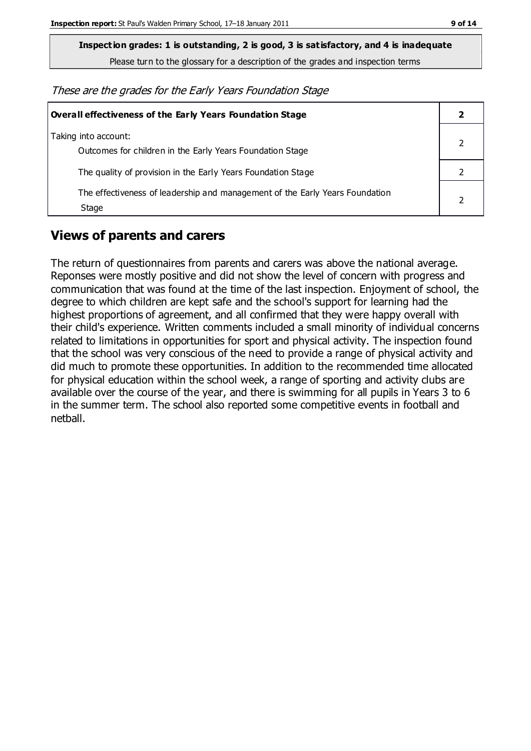**Inspection grades: 1 is outstanding, 2 is good, 3 is satisfactory, and 4 is inadequate**

Please turn to the glossary for a description of the grades and inspection terms

*These are the grades for the Early Years Foundation Stage*

| | |
|---|---|
| **Overall effectiveness of the Early Years Foundation Stage** | **2** |
| Taking into account:<br>Outcomes for children in the Early Years Foundation Stage | 2 |
| The quality of provision in the Early Years Foundation Stage | 2 |
| The effectiveness of leadership and management of the Early Years Foundation Stage | 2 |

## Views of parents and carers

The return of questionnaires from parents and carers was above the national average. Reponses were mostly positive and did not show the level of concern with progress and communication that was found at the time of the last inspection. Enjoyment of school, the degree to which children are kept safe and the school's support for learning had the highest proportions of agreement, and all confirmed that they were happy overall with their child's experience. Written comments included a small minority of individual concerns related to limitations in opportunities for sport and physical activity. The inspection found that the school was very conscious of the need to provide a range of physical activity and did much to promote these opportunities. In addition to the recommended time allocated for physical education within the school week, a range of sporting and activity clubs are available over the course of the year, and there is swimming for all pupils in Years 3 to 6 in the summer term. The school also reported some competitive events in football and netball.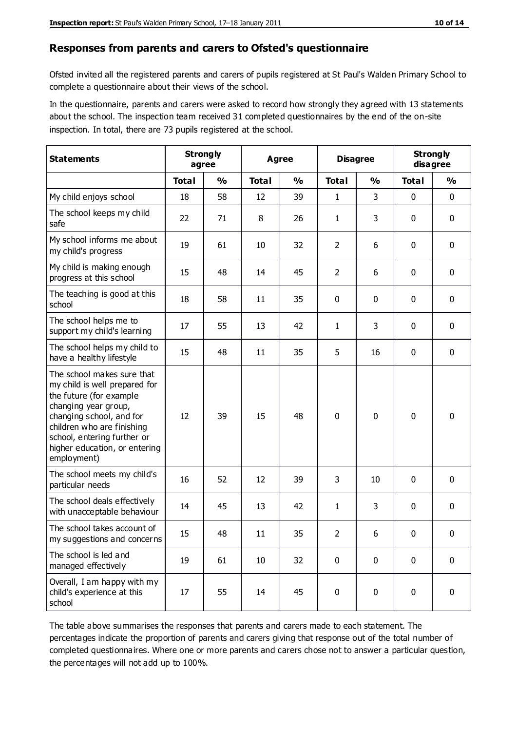## Responses from parents and carers to Ofsted's questionnaire

Ofsted invited all the registered parents and carers of pupils registered at St Paul's Walden Primary School to complete a questionnaire about their views of the school.

In the questionnaire, parents and carers were asked to record how strongly they agreed with 13 statements about the school. The inspection team received 31 completed questionnaires by the end of the on-site inspection. In total, there are 73 pupils registered at the school.

| Statements | Strongly agree | | Agree | | Disagree | | Strongly disagree | |
|---|---|---|---|---|---|---|---|---|
| | Total | % | Total | % | Total | % | Total | % |
| My child enjoys school | 18 | 58 | 12 | 39 | 1 | 3 | 0 | 0 |
| The school keeps my child safe | 22 | 71 | 8 | 26 | 1 | 3 | 0 | 0 |
| My school informs me about my child's progress | 19 | 61 | 10 | 32 | 2 | 6 | 0 | 0 |
| My child is making enough progress at this school | 15 | 48 | 14 | 45 | 2 | 6 | 0 | 0 |
| The teaching is good at this school | 18 | 58 | 11 | 35 | 0 | 0 | 0 | 0 |
| The school helps me to support my child's learning | 17 | 55 | 13 | 42 | 1 | 3 | 0 | 0 |
| The school helps my child to have a healthy lifestyle | 15 | 48 | 11 | 35 | 5 | 16 | 0 | 0 |
| The school makes sure that my child is well prepared for the future (for example changing year group, changing school, and for children who are finishing school, entering further or higher education, or entering employment) | 12 | 39 | 15 | 48 | 0 | 0 | 0 | 0 |
| The school meets my child's particular needs | 16 | 52 | 12 | 39 | 3 | 10 | 0 | 0 |
| The school deals effectively with unacceptable behaviour | 14 | 45 | 13 | 42 | 1 | 3 | 0 | 0 |
| The school takes account of my suggestions and concerns | 15 | 48 | 11 | 35 | 2 | 6 | 0 | 0 |
| The school is led and managed effectively | 19 | 61 | 10 | 32 | 0 | 0 | 0 | 0 |
| Overall, I am happy with my child's experience at this school | 17 | 55 | 14 | 45 | 0 | 0 | 0 | 0 |

The table above summarises the responses that parents and carers made to each statement. The percentages indicate the proportion of parents and carers giving that response out of the total number of completed questionnaires. Where one or more parents and carers chose not to answer a particular question, the percentages will not add up to 100%.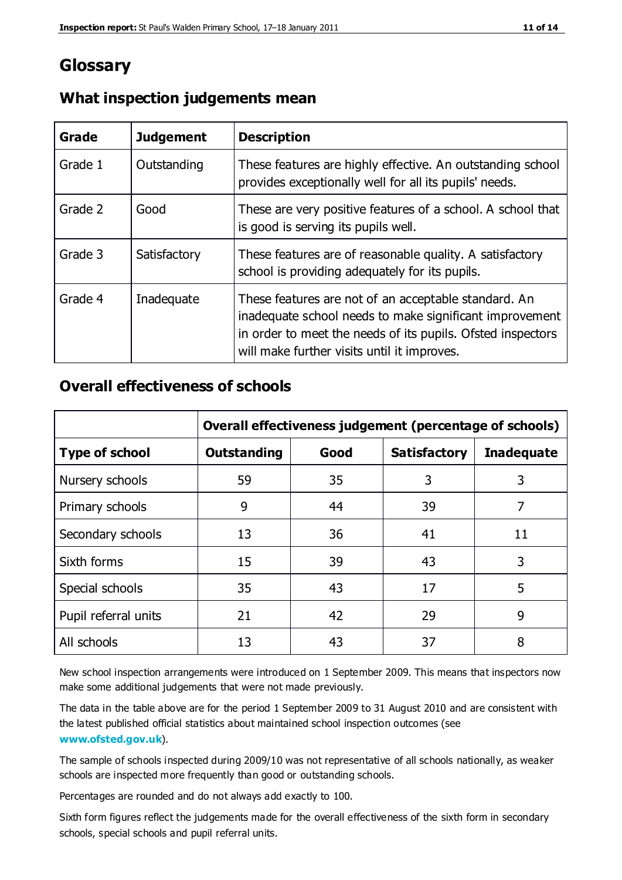# Glossary

## What inspection judgements mean

| Grade | Judgement | Description |
| --- | --- | --- |
| Grade 1 | Outstanding | These features are highly effective. An outstanding school provides exceptionally well for all its pupils' needs. |
| Grade 2 | Good | These are very positive features of a school. A school that is good is serving its pupils well. |
| Grade 3 | Satisfactory | These features are of reasonable quality. A satisfactory school is providing adequately for its pupils. |
| Grade 4 | Inadequate | These features are not of an acceptable standard. An inadequate school needs to make significant improvement in order to meet the needs of its pupils. Ofsted inspectors will make further visits until it improves. |

## Overall effectiveness of schools

| | Overall effectiveness judgement (percentage of schools) | | | |
| --- | --- | --- | --- | --- |
| **Type of school** | **Outstanding** | **Good** | **Satisfactory** | **Inadequate** |
| Nursery schools | 59 | 35 | 3 | 3 |
| Primary schools | 9 | 44 | 39 | 7 |
| Secondary schools | 13 | 36 | 41 | 11 |
| Sixth forms | 15 | 39 | 43 | 3 |
| Special schools | 35 | 43 | 17 | 5 |
| Pupil referral units | 21 | 42 | 29 | 9 |
| All schools | 13 | 43 | 37 | 8 |

New school inspection arrangements were introduced on 1 September 2009. This means that inspectors now make some additional judgements that were not made previously.

The data in the table above are for the period 1 September 2009 to 31 August 2010 and are consistent with the latest published official statistics about maintained school inspection outcomes (see **www.ofsted.gov.uk**).

The sample of schools inspected during 2009/10 was not representative of all schools nationally, as weaker schools are inspected more frequently than good or outstanding schools.

Percentages are rounded and do not always add exactly to 100.

Sixth form figures reflect the judgements made for the overall effectiveness of the sixth form in secondary schools, special schools and pupil referral units.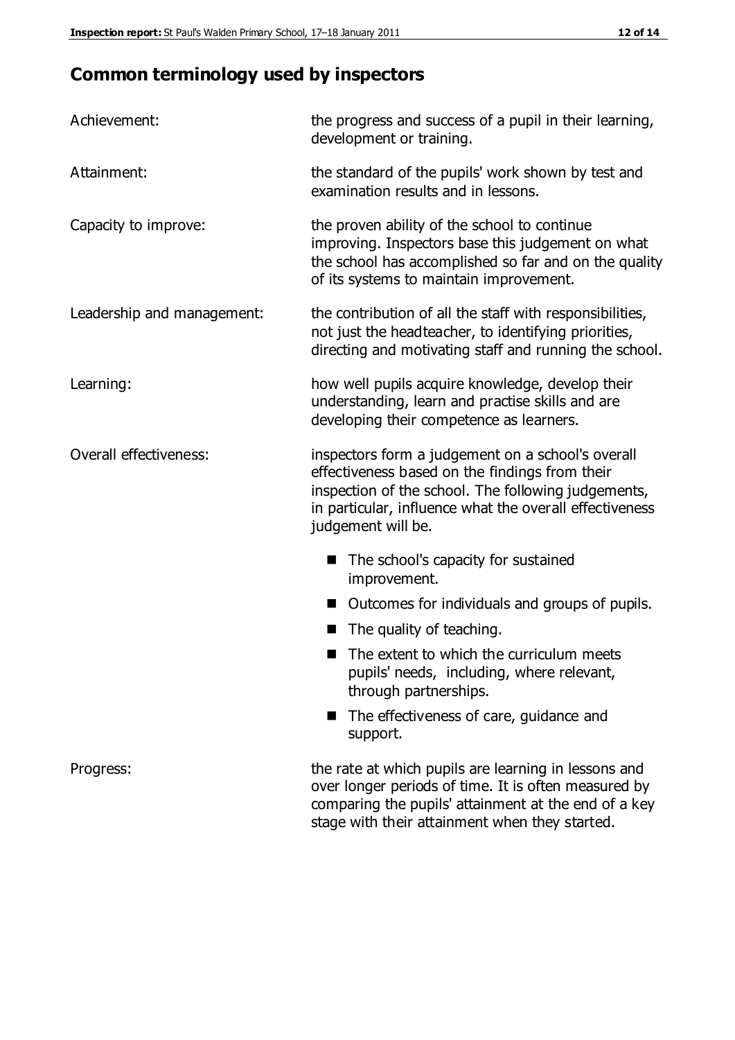## Common terminology used by inspectors

**Achievement:** the progress and success of a pupil in their learning, development or training.

**Attainment:** the standard of the pupils' work shown by test and examination results and in lessons.

**Capacity to improve:** the proven ability of the school to continue improving. Inspectors base this judgement on what the school has accomplished so far and on the quality of its systems to maintain improvement.

**Leadership and management:** the contribution of all the staff with responsibilities, not just the headteacher, to identifying priorities, directing and motivating staff and running the school.

**Learning:** how well pupils acquire knowledge, develop their understanding, learn and practise skills and are developing their competence as learners.

**Overall effectiveness:** inspectors form a judgement on a school's overall effectiveness based on the findings from their inspection of the school. The following judgements, in particular, influence what the overall effectiveness judgement will be.

- The school's capacity for sustained improvement.
- Outcomes for individuals and groups of pupils.
- The quality of teaching.
- The extent to which the curriculum meets pupils' needs, including, where relevant, through partnerships.
- The effectiveness of care, guidance and support.

**Progress:** the rate at which pupils are learning in lessons and over longer periods of time. It is often measured by comparing the pupils' attainment at the end of a key stage with their attainment when they started.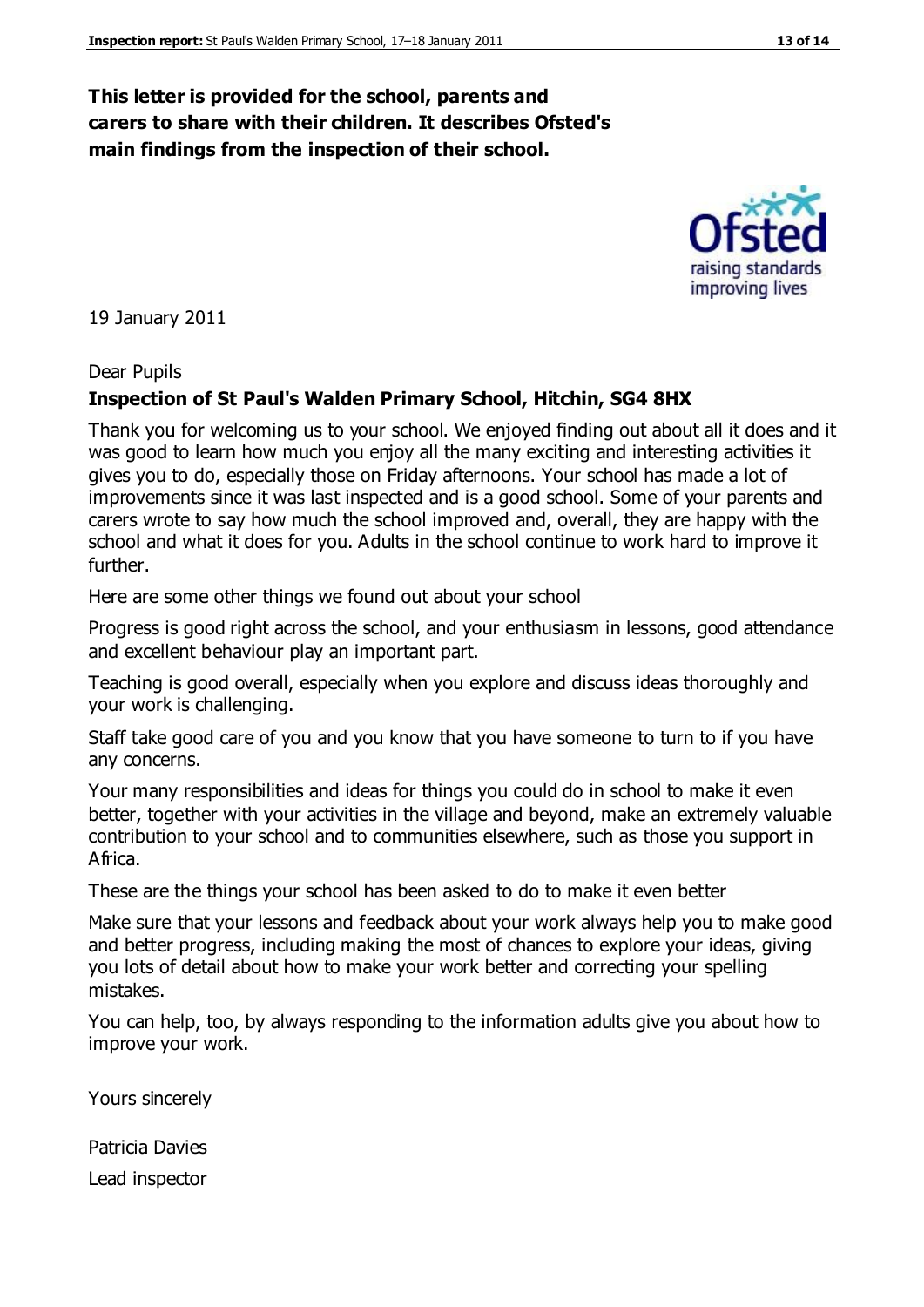**This letter is provided for the school, parents and carers to share with their children. It describes Ofsted's main findings from the inspection of their school.**

19 January 2011

Dear Pupils

**Inspection of St Paul's Walden Primary School, Hitchin, SG4 8HX**

Thank you for welcoming us to your school. We enjoyed finding out about all it does and it was good to learn how much you enjoy all the many exciting and interesting activities it gives you to do, especially those on Friday afternoons. Your school has made a lot of improvements since it was last inspected and is a good school. Some of your parents and carers wrote to say how much the school improved and, overall, they are happy with the school and what it does for you. Adults in the school continue to work hard to improve it further.

Here are some other things we found out about your school

Progress is good right across the school, and your enthusiasm in lessons, good attendance and excellent behaviour play an important part.

Teaching is good overall, especially when you explore and discuss ideas thoroughly and your work is challenging.

Staff take good care of you and you know that you have someone to turn to if you have any concerns.

Your many responsibilities and ideas for things you could do in school to make it even better, together with your activities in the village and beyond, make an extremely valuable contribution to your school and to communities elsewhere, such as those you support in Africa.

These are the things your school has been asked to do to make it even better

Make sure that your lessons and feedback about your work always help you to make good and better progress, including making the most of chances to explore your ideas, giving you lots of detail about how to make your work better and correcting your spelling mistakes.

You can help, too, by always responding to the information adults give you about how to improve your work.

Yours sincerely

Patricia Davies

Lead inspector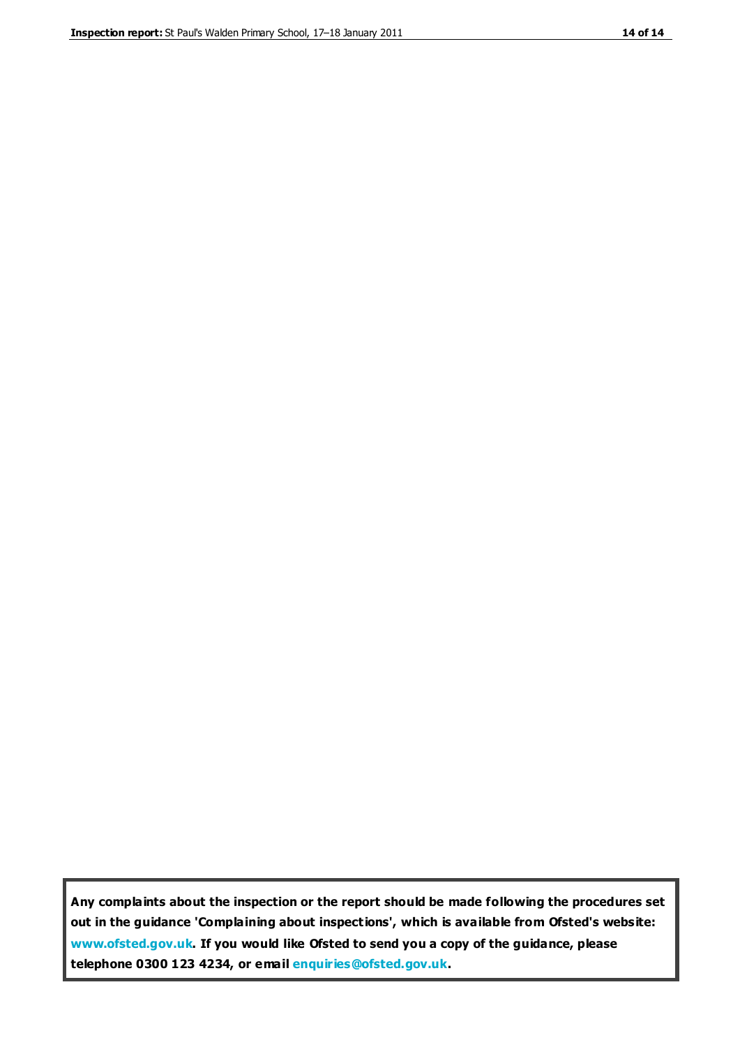**Any complaints about the inspection or the report should be made following the procedures set out in the guidance 'Complaining about inspections', which is available from Ofsted's website: www.ofsted.gov.uk. If you would like Ofsted to send you a copy of the guidance, please telephone 0300 123 4234, or email enquiries@ofsted.gov.uk.**